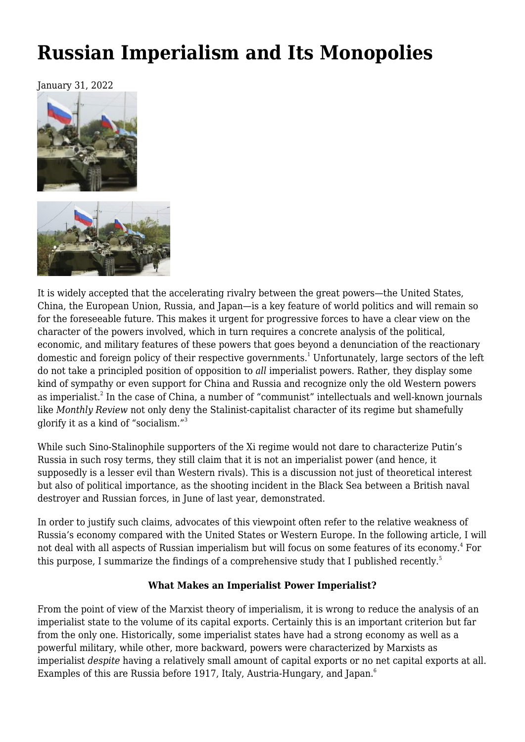# Russian Imperialism and Its Monopolies

January 31, 2022

It is widely accepted that the accelerating rivalry between the great powers—the United States, China, the European Union, Russia, and Japan—is a key feature of world politics and will remain so for the foreseeable future. This makes it urgent for progressive forces to have a clear view on the character of the powers involved, which in turn requires a concrete analysis of the political, economic, and military features of these powers that goes beyond a denunciation of the reactionary domestic and foreign policy of their respective governments.[1] Unfortunately, large sectors of the left do not take a principled position of opposition to *all* imperialist powers. Rather, they display some kind of sympathy or even support for China and Russia and recognize only the old Western powers as imperialist.[2] In the case of China, a number of "communist" intellectuals and well-known journals like *Monthly Review* not only deny the Stalinist-capitalist character of its regime but shamefully glorify it as a kind of "socialism."[3]

While such Sino-Stalinophile supporters of the Xi regime would not dare to characterize Putin's Russia in such rosy terms, they still claim that it is not an imperialist power (and hence, it supposedly is a lesser evil than Western rivals). This is a discussion not just of theoretical interest but also of political importance, as the shooting incident in the Black Sea between a British naval destroyer and Russian forces, in June of last year, demonstrated.

In order to justify such claims, advocates of this viewpoint often refer to the relative weakness of Russia's economy compared with the United States or Western Europe. In the following article, I will not deal with all aspects of Russian imperialism but will focus on some features of its economy.[4] For this purpose, I summarize the findings of a comprehensive study that I published recently.[5]

**What Makes an Imperialist Power Imperialist?**

From the point of view of the Marxist theory of imperialism, it is wrong to reduce the analysis of an imperialist state to the volume of its capital exports. Certainly this is an important criterion but far from the only one. Historically, some imperialist states have had a strong economy as well as a powerful military, while other, more backward, powers were characterized by Marxists as imperialist *despite* having a relatively small amount of capital exports or no net capital exports at all. Examples of this are Russia before 1917, Italy, Austria-Hungary, and Japan.[6]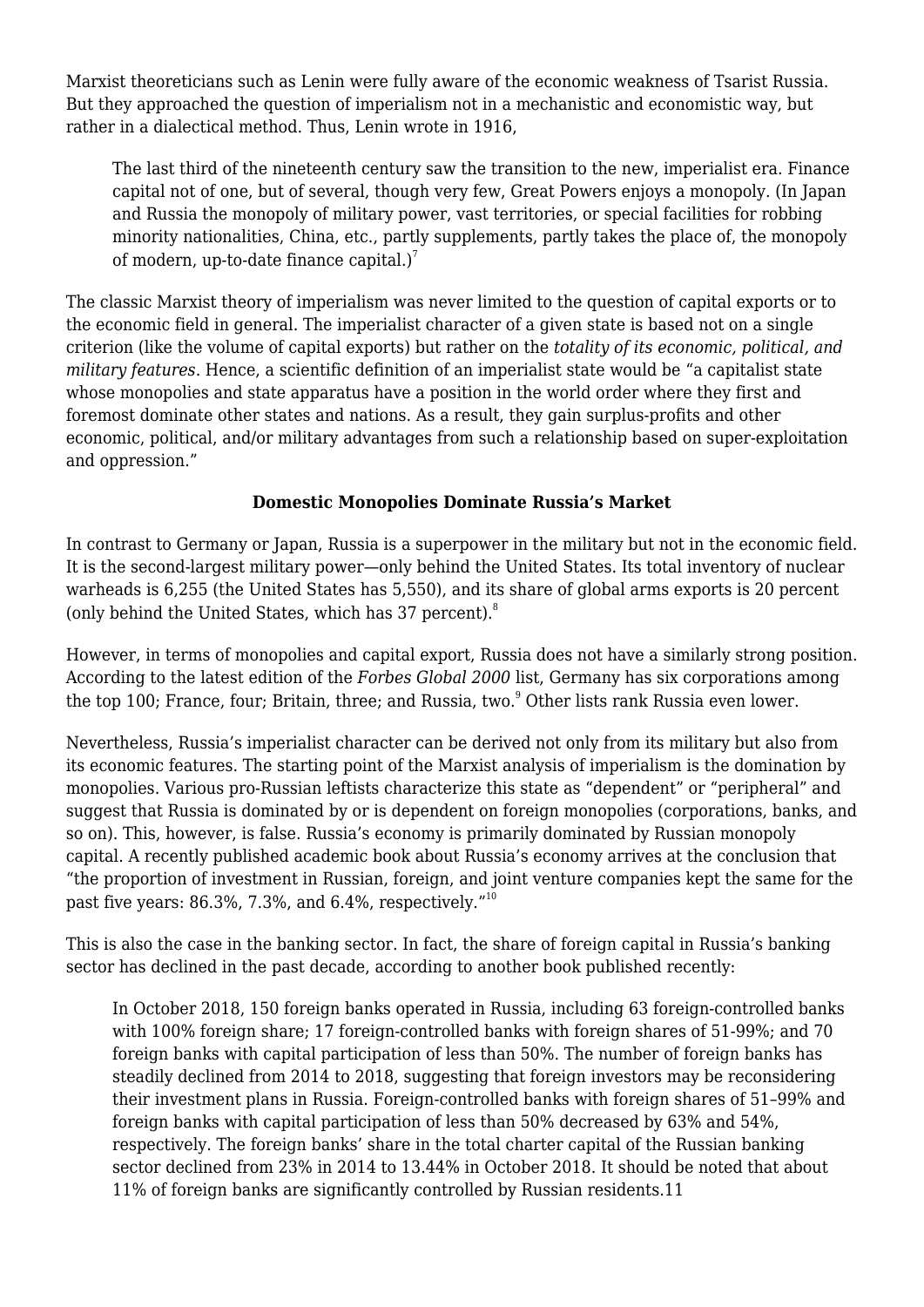Marxist theoreticians such as Lenin were fully aware of the economic weakness of Tsarist Russia. But they approached the question of imperialism not in a mechanistic and economistic way, but rather in a dialectical method. Thus, Lenin wrote in 1916,

> The last third of the nineteenth century saw the transition to the new, imperialist era. Finance capital not of one, but of several, though very few, Great Powers enjoys a monopoly. (In Japan and Russia the monopoly of military power, vast territories, or special facilities for robbing minority nationalities, China, etc., partly supplements, partly takes the place of, the monopoly of modern, up-to-date finance capital.)[7]

The classic Marxist theory of imperialism was never limited to the question of capital exports or to the economic field in general. The imperialist character of a given state is based not on a single criterion (like the volume of capital exports) but rather on the *totality of its economic, political, and military features*. Hence, a scientific definition of an imperialist state would be "a capitalist state whose monopolies and state apparatus have a position in the world order where they first and foremost dominate other states and nations. As a result, they gain surplus-profits and other economic, political, and/or military advantages from such a relationship based on super-exploitation and oppression."

### Domestic Monopolies Dominate Russia's Market

In contrast to Germany or Japan, Russia is a superpower in the military but not in the economic field. It is the second-largest military power—only behind the United States. Its total inventory of nuclear warheads is 6,255 (the United States has 5,550), and its share of global arms exports is 20 percent (only behind the United States, which has 37 percent).[8]

However, in terms of monopolies and capital export, Russia does not have a similarly strong position. According to the latest edition of the *Forbes Global 2000* list, Germany has six corporations among the top 100; France, four; Britain, three; and Russia, two.[9] Other lists rank Russia even lower.

Nevertheless, Russia's imperialist character can be derived not only from its military but also from its economic features. The starting point of the Marxist analysis of imperialism is the domination by monopolies. Various pro-Russian leftists characterize this state as "dependent" or "peripheral" and suggest that Russia is dominated by or is dependent on foreign monopolies (corporations, banks, and so on). This, however, is false. Russia's economy is primarily dominated by Russian monopoly capital. A recently published academic book about Russia's economy arrives at the conclusion that "the proportion of investment in Russian, foreign, and joint venture companies kept the same for the past five years: 86.3%, 7.3%, and 6.4%, respectively."[10]

This is also the case in the banking sector. In fact, the share of foreign capital in Russia's banking sector has declined in the past decade, according to another book published recently:

> In October 2018, 150 foreign banks operated in Russia, including 63 foreign-controlled banks with 100% foreign share; 17 foreign-controlled banks with foreign shares of 51-99%; and 70 foreign banks with capital participation of less than 50%. The number of foreign banks has steadily declined from 2014 to 2018, suggesting that foreign investors may be reconsidering their investment plans in Russia. Foreign-controlled banks with foreign shares of 51–99% and foreign banks with capital participation of less than 50% decreased by 63% and 54%, respectively. The foreign banks' share in the total charter capital of the Russian banking sector declined from 23% in 2014 to 13.44% in October 2018. It should be noted that about 11% of foreign banks are significantly controlled by Russian residents.11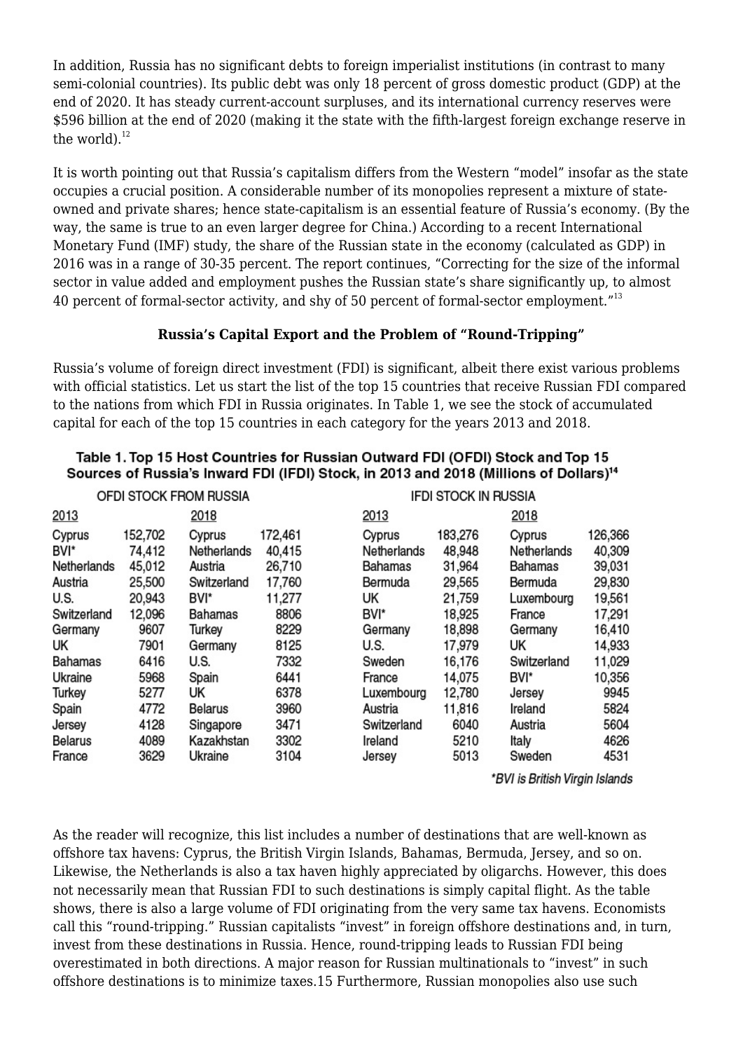In addition, Russia has no significant debts to foreign imperialist institutions (in contrast to many semi-colonial countries). Its public debt was only 18 percent of gross domestic product (GDP) at the end of 2020. It has steady current-account surpluses, and its international currency reserves were $596 billion at the end of 2020 (making it the state with the fifth-largest foreign exchange reserve in the world).[12]

It is worth pointing out that Russia's capitalism differs from the Western "model" insofar as the state occupies a crucial position. A considerable number of its monopolies represent a mixture of state-owned and private shares; hence state-capitalism is an essential feature of Russia's economy. (By the way, the same is true to an even larger degree for China.) According to a recent International Monetary Fund (IMF) study, the share of the Russian state in the economy (calculated as GDP) in 2016 was in a range of 30-35 percent. The report continues, "Correcting for the size of the informal sector in value added and employment pushes the Russian state's share significantly up, to almost 40 percent of formal-sector activity, and shy of 50 percent of formal-sector employment."[13]

**Russia's Capital Export and the Problem of "Round-Tripping"**

Russia's volume of foreign direct investment (FDI) is significant, albeit there exist various problems with official statistics. Let us start the list of the top 15 countries that receive Russian FDI compared to the nations from which FDI in Russia originates. In Table 1, we see the stock of accumulated capital for each of the top 15 countries in each category for the years 2013 and 2018.

**Table 1. Top 15 Host Countries for Russian Outward FDI (OFDI) Stock and Top 15 Sources of Russia's Inward FDI (IFDI) Stock, in 2013 and 2018 (Millions of Dollars)[14]**

| OFDI STOCK FROM RUSSIA | | | | IFDI STOCK IN RUSSIA | | | |
|---|---|---|---|---|---|---|---|
| 2013 | | 2018 | | 2013 | | 2018 | |
| Cyprus | 152,702 | Cyprus | 172,461 | Cyprus | 183,276 | Cyprus | 126,366 |
| BVI* | 74,412 | Netherlands | 40,415 | Netherlands | 48,948 | Netherlands | 40,309 |
| Netherlands | 45,012 | Austria | 26,710 | Bahamas | 31,964 | Bahamas | 39,031 |
| Austria | 25,500 | Switzerland | 17,760 | Bermuda | 29,565 | Bermuda | 29,830 |
| U.S. | 20,943 | BVI* | 11,277 | UK | 21,759 | Luxembourg | 19,561 |
| Switzerland | 12,096 | Bahamas | 8806 | BVI* | 18,925 | France | 17,291 |
| Germany | 9607 | Turkey | 8229 | Germany | 18,898 | Germany | 16,410 |
| UK | 7901 | Germany | 8125 | U.S. | 17,979 | UK | 14,933 |
| Bahamas | 6416 | U.S. | 7332 | Sweden | 16,176 | Switzerland | 11,029 |
| Ukraine | 5968 | Spain | 6441 | France | 14,075 | BVI* | 10,356 |
| Turkey | 5277 | UK | 6378 | Luxembourg | 12,780 | Jersey | 9945 |
| Spain | 4772 | Belarus | 3960 | Austria | 11,816 | Ireland | 5824 |
| Jersey | 4128 | Singapore | 3471 | Switzerland | 6040 | Austria | 5604 |
| Belarus | 4089 | Kazakhstan | 3302 | Ireland | 5210 | Italy | 4626 |
| France | 3629 | Ukraine | 3104 | Jersey | 5013 | Sweden | 4531 |

*BVI is British Virgin Islands

As the reader will recognize, this list includes a number of destinations that are well-known as offshore tax havens: Cyprus, the British Virgin Islands, Bahamas, Bermuda, Jersey, and so on. Likewise, the Netherlands is also a tax haven highly appreciated by oligarchs. However, this does not necessarily mean that Russian FDI to such destinations is simply capital flight. As the table shows, there is also a large volume of FDI originating from the very same tax havens. Economists call this "round-tripping." Russian capitalists "invest" in foreign offshore destinations and, in turn, invest from these destinations in Russia. Hence, round-tripping leads to Russian FDI being overestimated in both directions. A major reason for Russian multinationals to "invest" in such offshore destinations is to minimize taxes.15 Furthermore, Russian monopolies also use such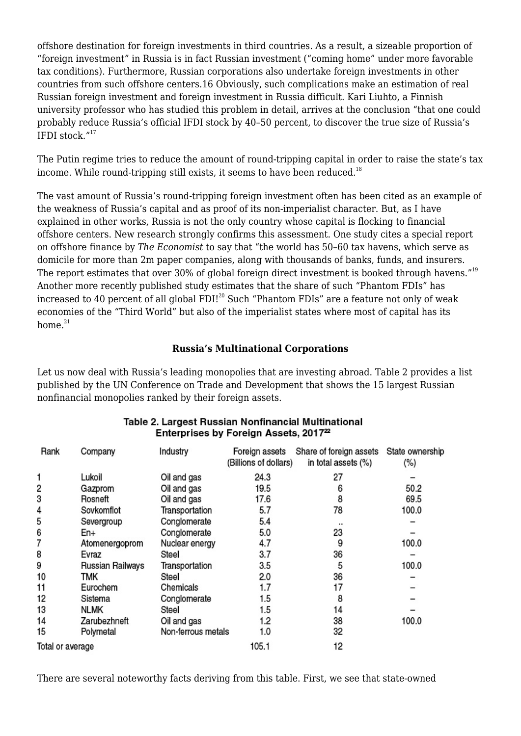offshore destination for foreign investments in third countries. As a result, a sizeable proportion of "foreign investment" in Russia is in fact Russian investment ("coming home" under more favorable tax conditions). Furthermore, Russian corporations also undertake foreign investments in other countries from such offshore centers.16 Obviously, such complications make an estimation of real Russian foreign investment and foreign investment in Russia difficult. Kari Liuhto, a Finnish university professor who has studied this problem in detail, arrives at the conclusion "that one could probably reduce Russia's official IFDI stock by 40–50 percent, to discover the true size of Russia's IFDI stock."[17]

The Putin regime tries to reduce the amount of round-tripping capital in order to raise the state's tax income. While round-tripping still exists, it seems to have been reduced.[18]

The vast amount of Russia's round-tripping foreign investment often has been cited as an example of the weakness of Russia's capital and as proof of its non-imperialist character. But, as I have explained in other works, Russia is not the only country whose capital is flocking to financial offshore centers. New research strongly confirms this assessment. One study cites a special report on offshore finance by *The Economist* to say that "the world has 50–60 tax havens, which serve as domicile for more than 2m paper companies, along with thousands of banks, funds, and insurers. The report estimates that over 30% of global foreign direct investment is booked through havens."[19] Another more recently published study estimates that the share of such "Phantom FDIs" has increased to 40 percent of all global FDI![20] Such "Phantom FDIs" are a feature not only of weak economies of the "Third World" but also of the imperialist states where most of capital has its home.[21]

### Russia's Multinational Corporations

Let us now deal with Russia's leading monopolies that are investing abroad. Table 2 provides a list published by the UN Conference on Trade and Development that shows the 15 largest Russian nonfinancial monopolies ranked by their foreign assets.

**Table 2. Largest Russian Nonfinancial Multinational Enterprises by Foreign Assets, 2017[22]**

| Rank | Company | Industry | Foreign assets (Billions of dollars) | Share of foreign assets in total assets (%) | State ownership (%) |
|---|---|---|---|---|---|
| 1 | Lukoil | Oil and gas | 24.3 | 27 | – |
| 2 | Gazprom | Oil and gas | 19.5 | 6 | 50.2 |
| 3 | Rosneft | Oil and gas | 17.6 | 8 | 69.5 |
| 4 | Sovkomflot | Transportation | 5.7 | 78 | 100.0 |
| 5 | Severgroup | Conglomerate | 5.4 | .. | – |
| 6 | En+ | Conglomerate | 5.0 | 23 | – |
| 7 | Atomenergoprom | Nuclear energy | 4.7 | 9 | 100.0 |
| 8 | Evraz | Steel | 3.7 | 36 | – |
| 9 | Russian Railways | Transportation | 3.5 | 5 | 100.0 |
| 10 | TMK | Steel | 2.0 | 36 | – |
| 11 | Eurochem | Chemicals | 1.7 | 17 | – |
| 12 | Sistema | Conglomerate | 1.5 | 8 | – |
| 13 | NLMK | Steel | 1.5 | 14 | – |
| 14 | Zarubezhneft | Oil and gas | 1.2 | 38 | 100.0 |
| 15 | Polymetal | Non-ferrous metals | 1.0 | 32 | |
| Total or average | | | 105.1 | 12 | |

There are several noteworthy facts deriving from this table. First, we see that state-owned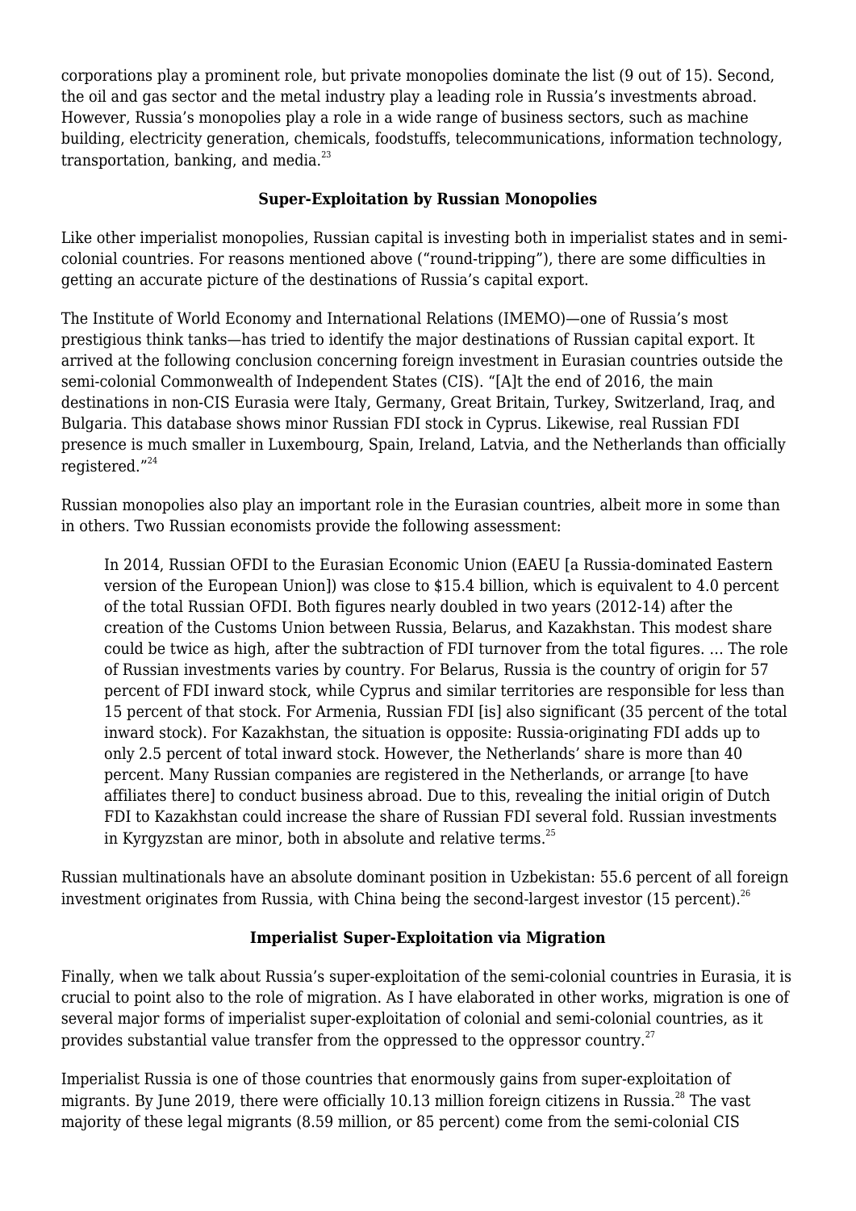corporations play a prominent role, but private monopolies dominate the list (9 out of 15). Second, the oil and gas sector and the metal industry play a leading role in Russia's investments abroad. However, Russia's monopolies play a role in a wide range of business sectors, such as machine building, electricity generation, chemicals, foodstuffs, telecommunications, information technology, transportation, banking, and media.[23]

### Super-Exploitation by Russian Monopolies

Like other imperialist monopolies, Russian capital is investing both in imperialist states and in semi-colonial countries. For reasons mentioned above ("round-tripping"), there are some difficulties in getting an accurate picture of the destinations of Russia's capital export.

The Institute of World Economy and International Relations (IMEMO)—one of Russia's most prestigious think tanks—has tried to identify the major destinations of Russian capital export. It arrived at the following conclusion concerning foreign investment in Eurasian countries outside the semi-colonial Commonwealth of Independent States (CIS). "[A]t the end of 2016, the main destinations in non-CIS Eurasia were Italy, Germany, Great Britain, Turkey, Switzerland, Iraq, and Bulgaria. This database shows minor Russian FDI stock in Cyprus. Likewise, real Russian FDI presence is much smaller in Luxembourg, Spain, Ireland, Latvia, and the Netherlands than officially registered."[24]

Russian monopolies also play an important role in the Eurasian countries, albeit more in some than in others. Two Russian economists provide the following assessment:

> In 2014, Russian OFDI to the Eurasian Economic Union (EAEU [a Russia-dominated Eastern version of the European Union]) was close to $15.4 billion, which is equivalent to 4.0 percent of the total Russian OFDI. Both figures nearly doubled in two years (2012-14) after the creation of the Customs Union between Russia, Belarus, and Kazakhstan. This modest share could be twice as high, after the subtraction of FDI turnover from the total figures. … The role of Russian investments varies by country. For Belarus, Russia is the country of origin for 57 percent of FDI inward stock, while Cyprus and similar territories are responsible for less than 15 percent of that stock. For Armenia, Russian FDI [is] also significant (35 percent of the total inward stock). For Kazakhstan, the situation is opposite: Russia-originating FDI adds up to only 2.5 percent of total inward stock. However, the Netherlands' share is more than 40 percent. Many Russian companies are registered in the Netherlands, or arrange [to have affiliates there] to conduct business abroad. Due to this, revealing the initial origin of Dutch FDI to Kazakhstan could increase the share of Russian FDI several fold. Russian investments in Kyrgyzstan are minor, both in absolute and relative terms.[25]

Russian multinationals have an absolute dominant position in Uzbekistan: 55.6 percent of all foreign investment originates from Russia, with China being the second-largest investor (15 percent).[26]

### Imperialist Super-Exploitation via Migration

Finally, when we talk about Russia's super-exploitation of the semi-colonial countries in Eurasia, it is crucial to point also to the role of migration. As I have elaborated in other works, migration is one of several major forms of imperialist super-exploitation of colonial and semi-colonial countries, as it provides substantial value transfer from the oppressed to the oppressor country.[27]

Imperialist Russia is one of those countries that enormously gains from super-exploitation of migrants. By June 2019, there were officially 10.13 million foreign citizens in Russia.[28] The vast majority of these legal migrants (8.59 million, or 85 percent) come from the semi-colonial CIS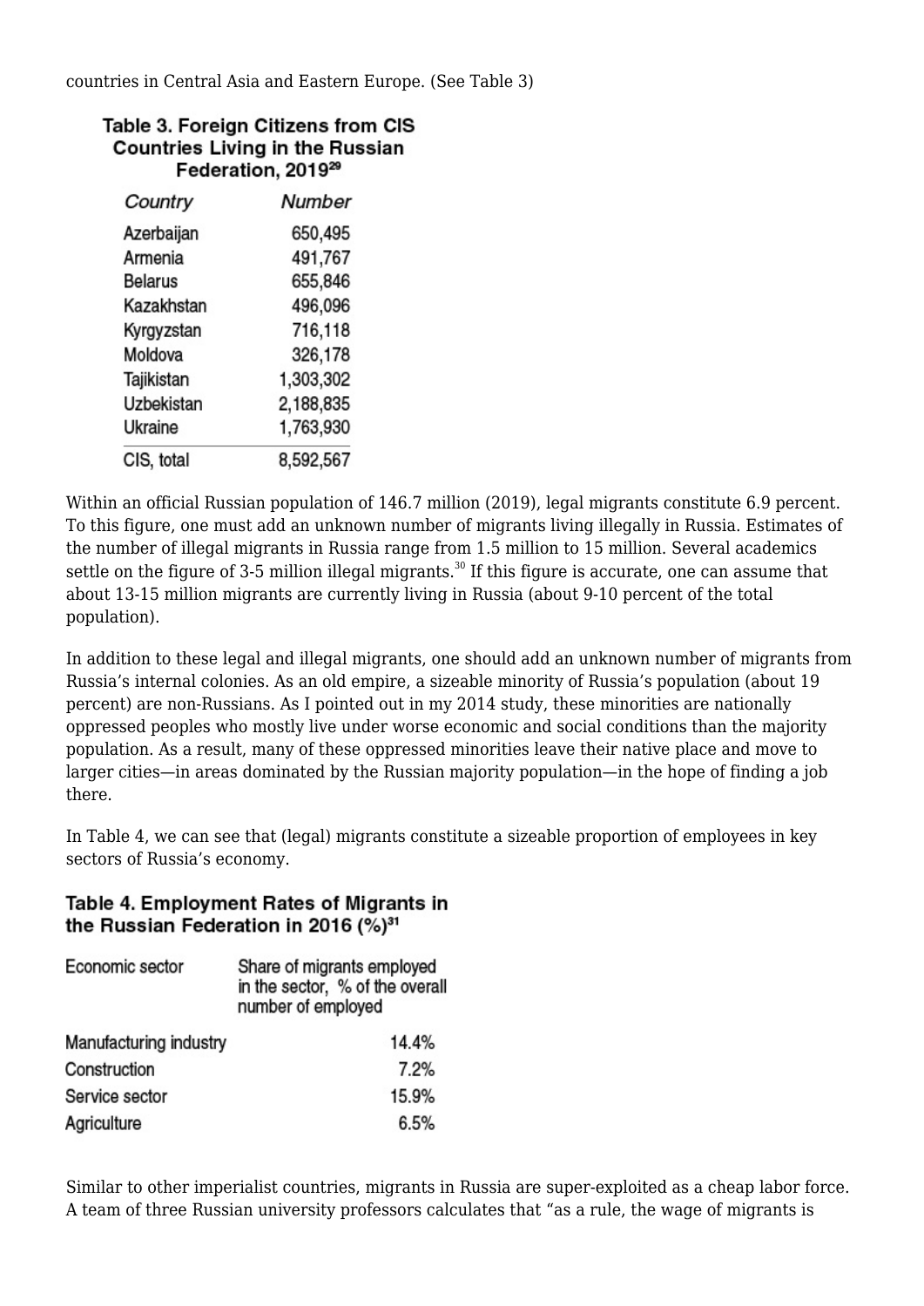countries in Central Asia and Eastern Europe. (See Table 3)

**Table 3. Foreign Citizens from CIS Countries Living in the Russian Federation, 2019**[29]

| *Country* | *Number* |
|---|---|
| Azerbaijan | 650,495 |
| Armenia | 491,767 |
| Belarus | 655,846 |
| Kazakhstan | 496,096 |
| Kyrgyzstan | 716,118 |
| Moldova | 326,178 |
| Tajikistan | 1,303,302 |
| Uzbekistan | 2,188,835 |
| Ukraine | 1,763,930 |
| CIS, total | 8,592,567 |

Within an official Russian population of 146.7 million (2019), legal migrants constitute 6.9 percent. To this figure, one must add an unknown number of migrants living illegally in Russia. Estimates of the number of illegal migrants in Russia range from 1.5 million to 15 million. Several academics settle on the figure of 3-5 million illegal migrants.[30] If this figure is accurate, one can assume that about 13-15 million migrants are currently living in Russia (about 9-10 percent of the total population).

In addition to these legal and illegal migrants, one should add an unknown number of migrants from Russia's internal colonies. As an old empire, a sizeable minority of Russia's population (about 19 percent) are non-Russians. As I pointed out in my 2014 study, these minorities are nationally oppressed peoples who mostly live under worse economic and social conditions than the majority population. As a result, many of these oppressed minorities leave their native place and move to larger cities—in areas dominated by the Russian majority population—in the hope of finding a job there.

In Table 4, we can see that (legal) migrants constitute a sizeable proportion of employees in key sectors of Russia's economy.

**Table 4. Employment Rates of Migrants in the Russian Federation in 2016 (%)**[31]

| Economic sector | Share of migrants employed in the sector, % of the overall number of employed |
|---|---|
| Manufacturing industry | 14.4% |
| Construction | 7.2% |
| Service sector | 15.9% |
| Agriculture | 6.5% |

Similar to other imperialist countries, migrants in Russia are super-exploited as a cheap labor force. A team of three Russian university professors calculates that "as a rule, the wage of migrants is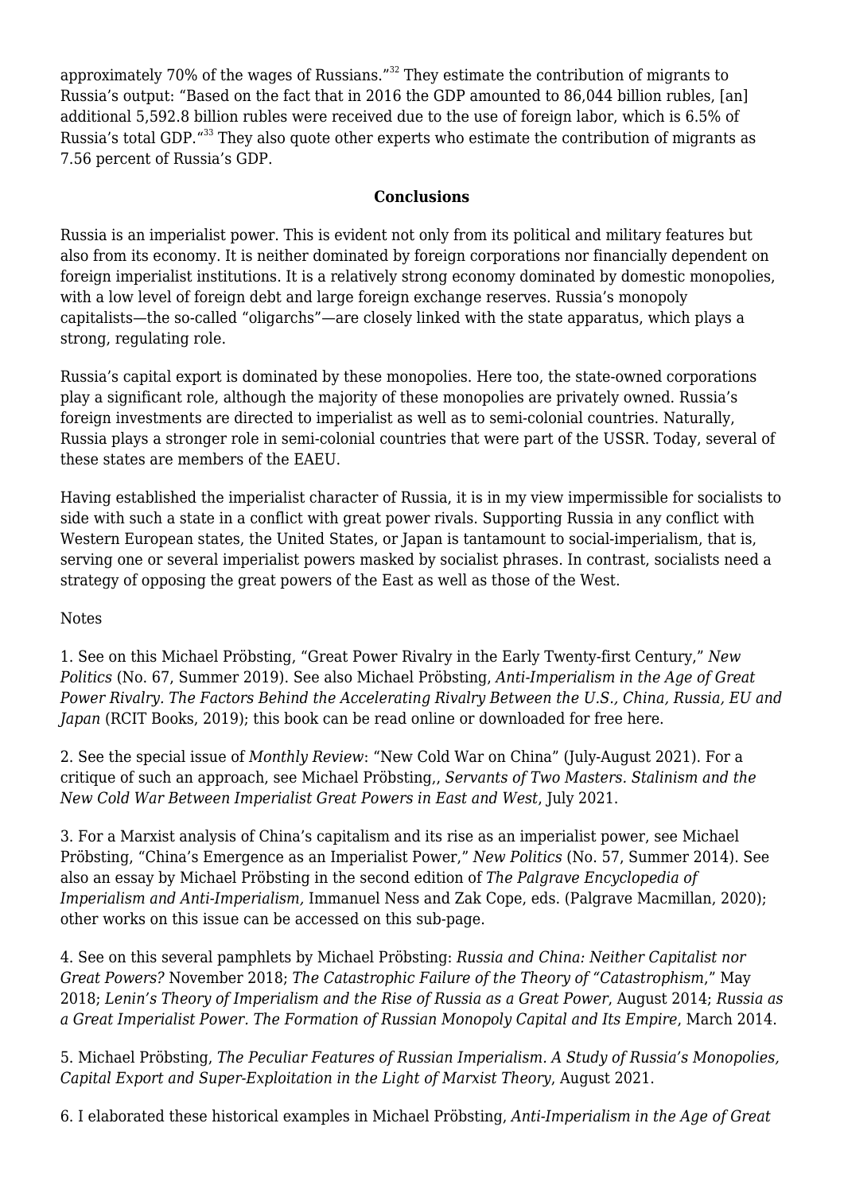approximately 70% of the wages of Russians."[32] They estimate the contribution of migrants to Russia's output: "Based on the fact that in 2016 the GDP amounted to 86,044 billion rubles, [an] additional 5,592.8 billion rubles were received due to the use of foreign labor, which is 6.5% of Russia's total GDP."[33] They also quote other experts who estimate the contribution of migrants as 7.56 percent of Russia's GDP.

## Conclusions

Russia is an imperialist power. This is evident not only from its political and military features but also from its economy. It is neither dominated by foreign corporations nor financially dependent on foreign imperialist institutions. It is a relatively strong economy dominated by domestic monopolies, with a low level of foreign debt and large foreign exchange reserves. Russia's monopoly capitalists—the so-called "oligarchs"—are closely linked with the state apparatus, which plays a strong, regulating role.

Russia's capital export is dominated by these monopolies. Here too, the state-owned corporations play a significant role, although the majority of these monopolies are privately owned. Russia's foreign investments are directed to imperialist as well as to semi-colonial countries. Naturally, Russia plays a stronger role in semi-colonial countries that were part of the USSR. Today, several of these states are members of the EAEU.

Having established the imperialist character of Russia, it is in my view impermissible for socialists to side with such a state in a conflict with great power rivals. Supporting Russia in any conflict with Western European states, the United States, or Japan is tantamount to social-imperialism, that is, serving one or several imperialist powers masked by socialist phrases. In contrast, socialists need a strategy of opposing the great powers of the East as well as those of the West.

Notes

1. See on this Michael Pröbsting, "Great Power Rivalry in the Early Twenty-first Century," *New Politics* (No. 67, Summer 2019). See also Michael Pröbsting, *Anti-Imperialism in the Age of Great Power Rivalry. The Factors Behind the Accelerating Rivalry Between the U.S., China, Russia, EU and Japan* (RCIT Books, 2019); this book can be read online or downloaded for free here.

2. See the special issue of *Monthly Review*: "New Cold War on China" (July-August 2021). For a critique of such an approach, see Michael Pröbsting,, *Servants of Two Masters. Stalinism and the New Cold War Between Imperialist Great Powers in East and West*, July 2021.

3. For a Marxist analysis of China's capitalism and its rise as an imperialist power, see Michael Pröbsting, "China's Emergence as an Imperialist Power," *New Politics* (No. 57, Summer 2014). See also an essay by Michael Pröbsting in the second edition of *The Palgrave Encyclopedia of Imperialism and Anti-Imperialism,* Immanuel Ness and Zak Cope, eds. (Palgrave Macmillan, 2020); other works on this issue can be accessed on this sub-page.

4. See on this several pamphlets by Michael Pröbsting: *Russia and China: Neither Capitalist nor Great Powers?* November 2018; *The Catastrophic Failure of the Theory of "Catastrophism,"* May 2018; *Lenin's Theory of Imperialism and the Rise of Russia as a Great Power*, August 2014; *Russia as a Great Imperialist Power. The Formation of Russian Monopoly Capital and Its Empire*, March 2014.

5. Michael Pröbsting, *The Peculiar Features of Russian Imperialism. A Study of Russia's Monopolies, Capital Export and Super-Exploitation in the Light of Marxist Theory*, August 2021.

6. I elaborated these historical examples in Michael Pröbsting, *Anti-Imperialism in the Age of Great*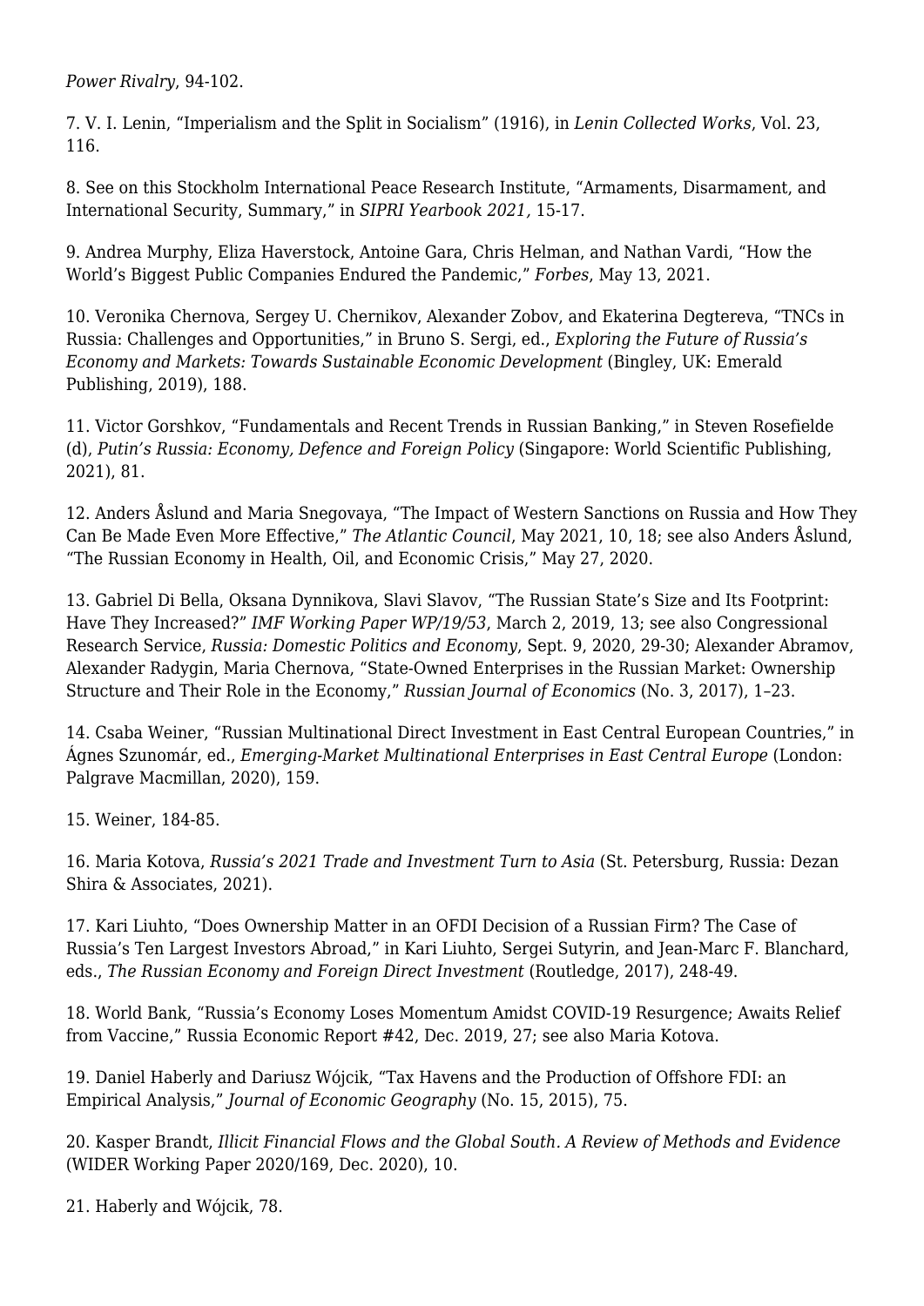*Power Rivalry*, 94-102.

7. V. I. Lenin, “Imperialism and the Split in Socialism” (1916), in *Lenin Collected Works*, Vol. 23, 116.

8. See on this Stockholm International Peace Research Institute, “Armaments, Disarmament, and International Security, Summary,” in *SIPRI Yearbook 2021,* 15-17.

9. Andrea Murphy, Eliza Haverstock, Antoine Gara, Chris Helman, and Nathan Vardi, “How the World’s Biggest Public Companies Endured the Pandemic,” *Forbes*, May 13, 2021.

10. Veronika Chernova, Sergey U. Chernikov, Alexander Zobov, and Ekaterina Degtereva, “TNCs in Russia: Challenges and Opportunities,” in Bruno S. Sergi, ed., *Exploring the Future of Russia’s Economy and Markets: Towards Sustainable Economic Development* (Bingley, UK: Emerald Publishing, 2019), 188.

11. Victor Gorshkov, “Fundamentals and Recent Trends in Russian Banking,” in Steven Rosefielde (d), *Putin’s Russia: Economy, Defence and Foreign Policy* (Singapore: World Scientific Publishing, 2021), 81.

12. Anders Åslund and Maria Snegovaya, “The Impact of Western Sanctions on Russia and How They Can Be Made Even More Effective,” *The Atlantic Council*, May 2021, 10, 18; see also Anders Åslund, “The Russian Economy in Health, Oil, and Economic Crisis,” May 27, 2020.

13. Gabriel Di Bella, Oksana Dynnikova, Slavi Slavov, “The Russian State’s Size and Its Footprint: Have They Increased?” *IMF Working Paper WP/19/53*, March 2, 2019, 13; see also Congressional Research Service, *Russia: Domestic Politics and Economy*, Sept. 9, 2020, 29-30; Alexander Abramov, Alexander Radygin, Maria Chernova, “State-Owned Enterprises in the Russian Market: Ownership Structure and Their Role in the Economy,” *Russian Journal of Economics* (No. 3, 2017), 1–23.

14. Csaba Weiner, “Russian Multinational Direct Investment in East Central European Countries,” in Ágnes Szunomár, ed., *Emerging-Market Multinational Enterprises in East Central Europe* (London: Palgrave Macmillan, 2020), 159.

15. Weiner, 184-85.

16. Maria Kotova, *Russia’s 2021 Trade and Investment Turn to Asia* (St. Petersburg, Russia: Dezan Shira & Associates, 2021).

17. Kari Liuhto, “Does Ownership Matter in an OFDI Decision of a Russian Firm? The Case of Russia’s Ten Largest Investors Abroad,” in Kari Liuhto, Sergei Sutyrin, and Jean-Marc F. Blanchard, eds., *The Russian Economy and Foreign Direct Investment* (Routledge, 2017), 248-49.

18. World Bank, “Russia’s Economy Loses Momentum Amidst COVID-19 Resurgence; Awaits Relief from Vaccine,” Russia Economic Report #42, Dec. 2019, 27; see also Maria Kotova.

19. Daniel Haberly and Dariusz Wójcik, “Tax Havens and the Production of Offshore FDI: an Empirical Analysis,” *Journal of Economic Geography* (No. 15, 2015), 75.

20. Kasper Brandt, *Illicit Financial Flows and the Global South. A Review of Methods and Evidence* (WIDER Working Paper 2020/169, Dec. 2020), 10.

21. Haberly and Wójcik, 78.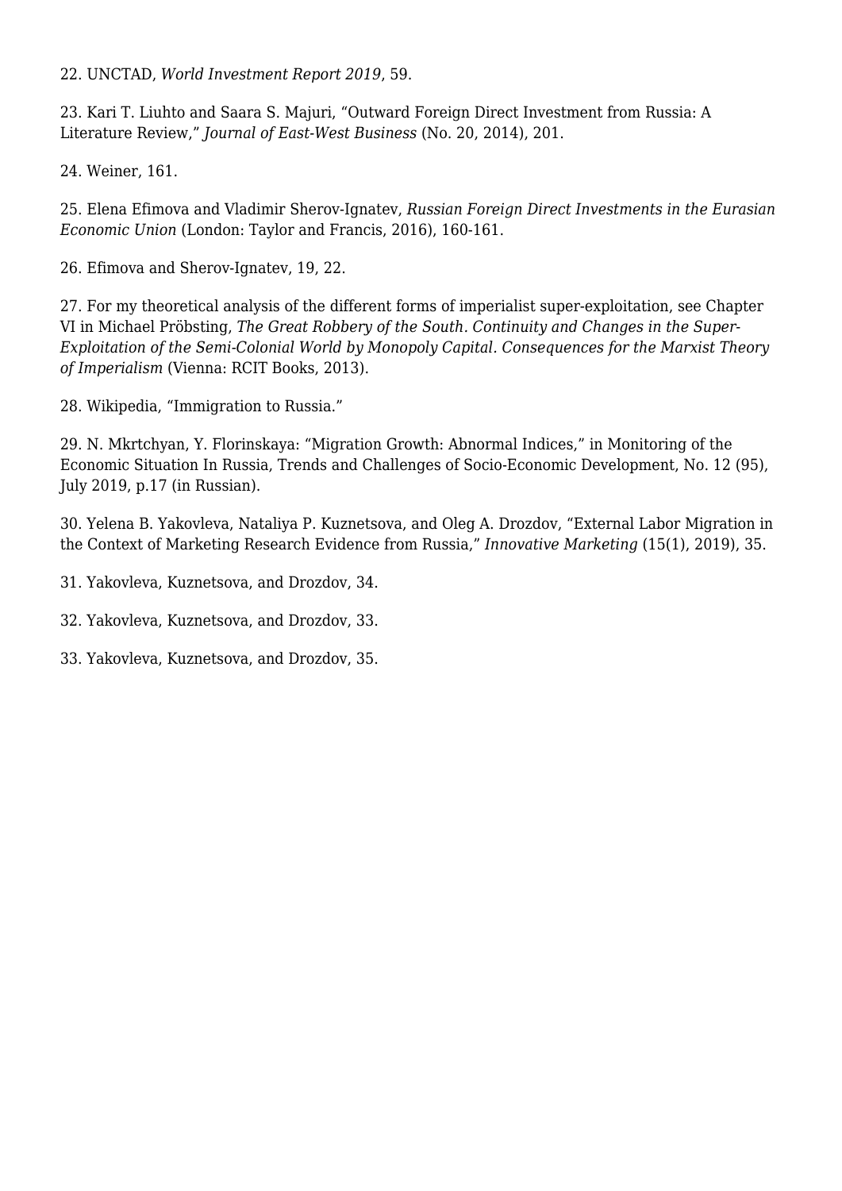22. UNCTAD, *World Investment Report 2019*, 59.

23. Kari T. Liuhto and Saara S. Majuri, "Outward Foreign Direct Investment from Russia: A Literature Review," *Journal of East-West Business* (No. 20, 2014), 201.

24. Weiner, 161.

25. Elena Efimova and Vladimir Sherov-Ignatev, *Russian Foreign Direct Investments in the Eurasian Economic Union* (London: Taylor and Francis, 2016), 160-161.

26. Efimova and Sherov-Ignatev, 19, 22.

27. For my theoretical analysis of the different forms of imperialist super-exploitation, see Chapter VI in Michael Pröbsting, *The Great Robbery of the South. Continuity and Changes in the Super-Exploitation of the Semi-Colonial World by Monopoly Capital. Consequences for the Marxist Theory of Imperialism* (Vienna: RCIT Books, 2013).

28. Wikipedia, "Immigration to Russia."

29. N. Mkrtchyan, Y. Florinskaya: "Migration Growth: Abnormal Indices," in Monitoring of the Economic Situation In Russia, Trends and Challenges of Socio-Economic Development, No. 12 (95), July 2019, p.17 (in Russian).

30. Yelena B. Yakovleva, Nataliya P. Kuznetsova, and Oleg A. Drozdov, "External Labor Migration in the Context of Marketing Research Evidence from Russia," *Innovative Marketing* (15(1), 2019), 35.

31. Yakovleva, Kuznetsova, and Drozdov, 34.

32. Yakovleva, Kuznetsova, and Drozdov, 33.

33. Yakovleva, Kuznetsova, and Drozdov, 35.